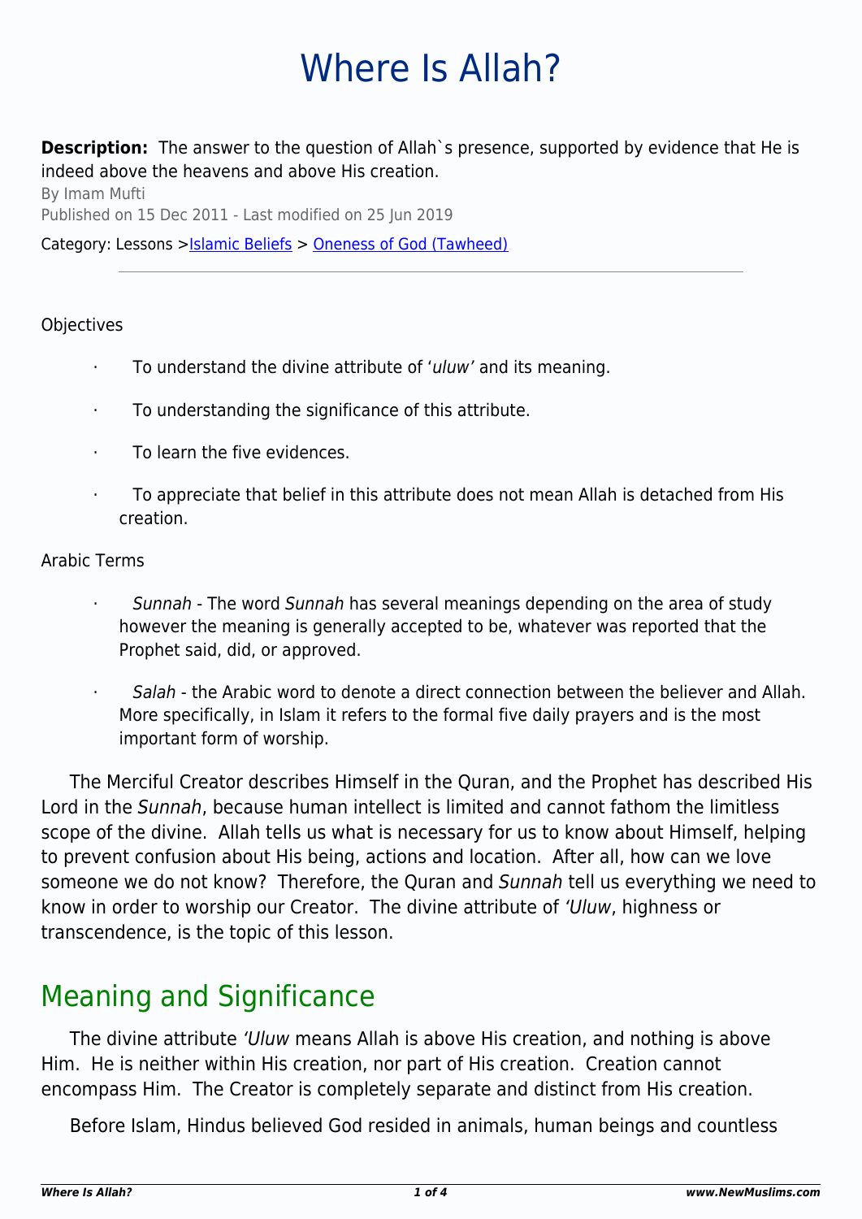# Where Is Allah?

**Description:** The answer to the question of Allah`s presence, supported by evidence that He is indeed above the heavens and above His creation.

By Imam Mufti

Published on 15 Dec 2011 - Last modified on 25 Jun 2019

Category: Lessons >Islamic Beliefs > Oneness of God (Tawheed)

---

Objectives

- To understand the divine attribute of '*uluw'* and its meaning.
- To understanding the significance of this attribute.
- To learn the five evidences.
- To appreciate that belief in this attribute does not mean Allah is detached from His creation.

Arabic Terms

- *Sunnah* - The word *Sunnah* has several meanings depending on the area of study however the meaning is generally accepted to be, whatever was reported that the Prophet said, did, or approved.
- *Salah* - the Arabic word to denote a direct connection between the believer and Allah. More specifically, in Islam it refers to the formal five daily prayers and is the most important form of worship.

The Merciful Creator describes Himself in the Quran, and the Prophet has described His Lord in the *Sunnah*, because human intellect is limited and cannot fathom the limitless scope of the divine. Allah tells us what is necessary for us to know about Himself, helping to prevent confusion about His being, actions and location. After all, how can we love someone we do not know? Therefore, the Quran and *Sunnah* tell us everything we need to know in order to worship our Creator. The divine attribute of *'Uluw*, highness or transcendence, is the topic of this lesson.

## Meaning and Significance

The divine attribute *'Uluw* means Allah is above His creation, and nothing is above Him. He is neither within His creation, nor part of His creation. Creation cannot encompass Him. The Creator is completely separate and distinct from His creation.

Before Islam, Hindus believed God resided in animals, human beings and countless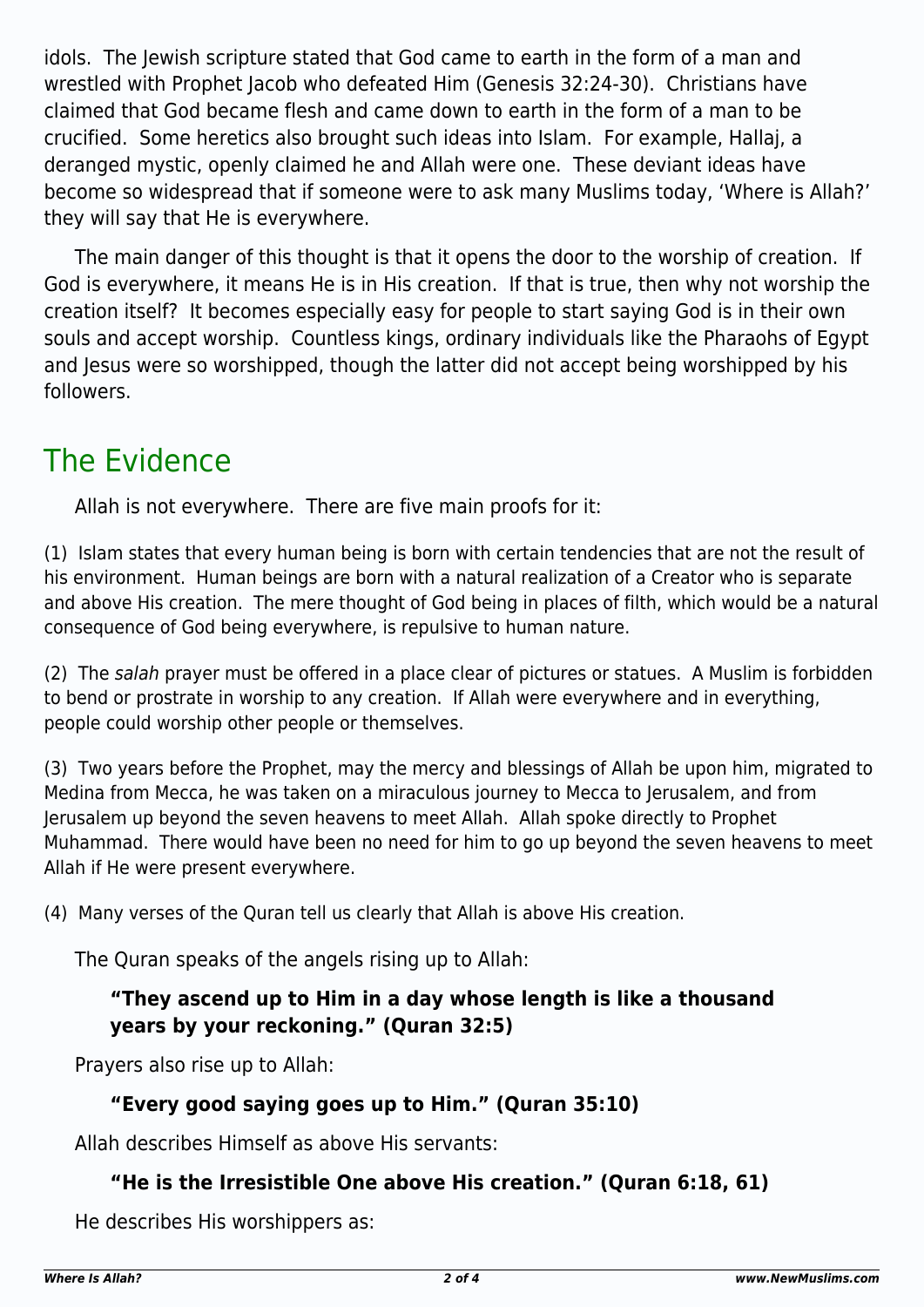idols. The Jewish scripture stated that God came to earth in the form of a man and wrestled with Prophet Jacob who defeated Him (Genesis 32:24-30). Christians have claimed that God became flesh and came down to earth in the form of a man to be crucified. Some heretics also brought such ideas into Islam. For example, Hallaj, a deranged mystic, openly claimed he and Allah were one. These deviant ideas have become so widespread that if someone were to ask many Muslims today, 'Where is Allah?' they will say that He is everywhere.

The main danger of this thought is that it opens the door to the worship of creation. If God is everywhere, it means He is in His creation. If that is true, then why not worship the creation itself? It becomes especially easy for people to start saying God is in their own souls and accept worship. Countless kings, ordinary individuals like the Pharaohs of Egypt and Jesus were so worshipped, though the latter did not accept being worshipped by his followers.

## The Evidence

Allah is not everywhere. There are five main proofs for it:

(1) Islam states that every human being is born with certain tendencies that are not the result of his environment. Human beings are born with a natural realization of a Creator who is separate and above His creation. The mere thought of God being in places of filth, which would be a natural consequence of God being everywhere, is repulsive to human nature.

(2) The *salah* prayer must be offered in a place clear of pictures or statues. A Muslim is forbidden to bend or prostrate in worship to any creation. If Allah were everywhere and in everything, people could worship other people or themselves.

(3) Two years before the Prophet, may the mercy and blessings of Allah be upon him, migrated to Medina from Mecca, he was taken on a miraculous journey to Mecca to Jerusalem, and from Jerusalem up beyond the seven heavens to meet Allah. Allah spoke directly to Prophet Muhammad. There would have been no need for him to go up beyond the seven heavens to meet Allah if He were present everywhere.

(4) Many verses of the Quran tell us clearly that Allah is above His creation.

The Quran speaks of the angels rising up to Allah:

> **"They ascend up to Him in a day whose length is like a thousand years by your reckoning." (Quran 32:5)**

Prayers also rise up to Allah:

> **"Every good saying goes up to Him." (Quran 35:10)**

Allah describes Himself as above His servants:

> **"He is the Irresistible One above His creation." (Quran 6:18, 61)**

He describes His worshippers as: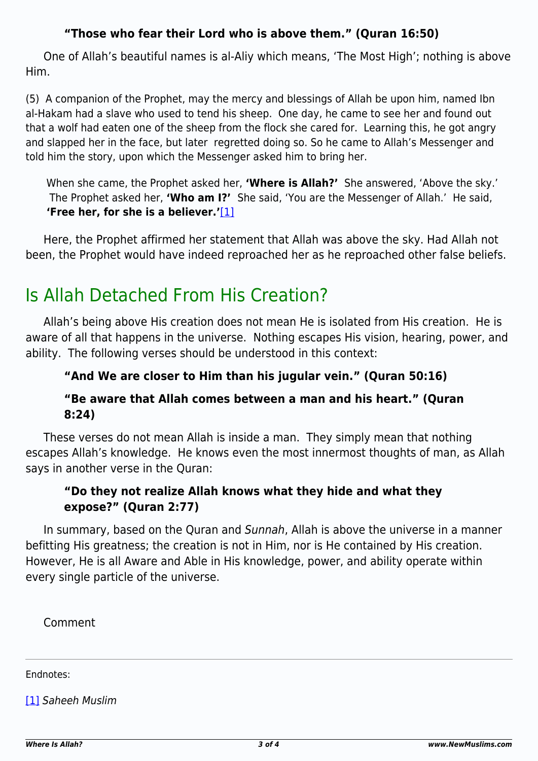**"Those who fear their Lord who is above them." (Quran 16:50)**

One of Allah's beautiful names is al-Aliy which means, 'The Most High'; nothing is above Him.

(5) A companion of the Prophet, may the mercy and blessings of Allah be upon him, named Ibn al-Hakam had a slave who used to tend his sheep. One day, he came to see her and found out that a wolf had eaten one of the sheep from the flock she cared for. Learning this, he got angry and slapped her in the face, but later regretted doing so. So he came to Allah's Messenger and told him the story, upon which the Messenger asked him to bring her.

> When she came, the Prophet asked her, **'Where is Allah?'** She answered, 'Above the sky.' The Prophet asked her, **'Who am I?'** She said, 'You are the Messenger of Allah.' He said, **'Free her, for she is a believer.'**[1]

Here, the Prophet affirmed her statement that Allah was above the sky. Had Allah not been, the Prophet would have indeed reproached her as he reproached other false beliefs.

## Is Allah Detached From His Creation?

Allah's being above His creation does not mean He is isolated from His creation. He is aware of all that happens in the universe. Nothing escapes His vision, hearing, power, and ability. The following verses should be understood in this context:

**"And We are closer to Him than his jugular vein." (Quran 50:16)**

**"Be aware that Allah comes between a man and his heart." (Quran 8:24)**

These verses do not mean Allah is inside a man. They simply mean that nothing escapes Allah's knowledge. He knows even the most innermost thoughts of man, as Allah says in another verse in the Quran:

**"Do they not realize Allah knows what they hide and what they expose?" (Quran 2:77)**

In summary, based on the Quran and *Sunnah*, Allah is above the universe in a manner befitting His greatness; the creation is not in Him, nor is He contained by His creation. However, He is all Aware and Able in His knowledge, power, and ability operate within every single particle of the universe.

Comment

---

Endnotes:

[1] *Saheeh Muslim*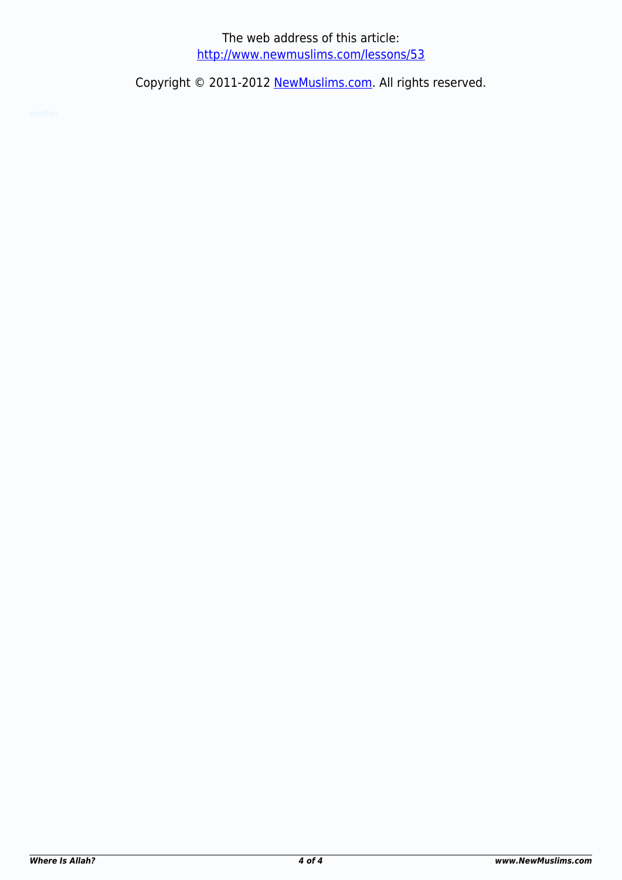The web address of this article:
[http://www.newmuslims.com/lessons/53](http://www.newmuslims.com/lessons/53)

Copyright © 2011-2012 [NewMuslims.com](http://www.newmuslims.com). All rights reserved.

ajsultan